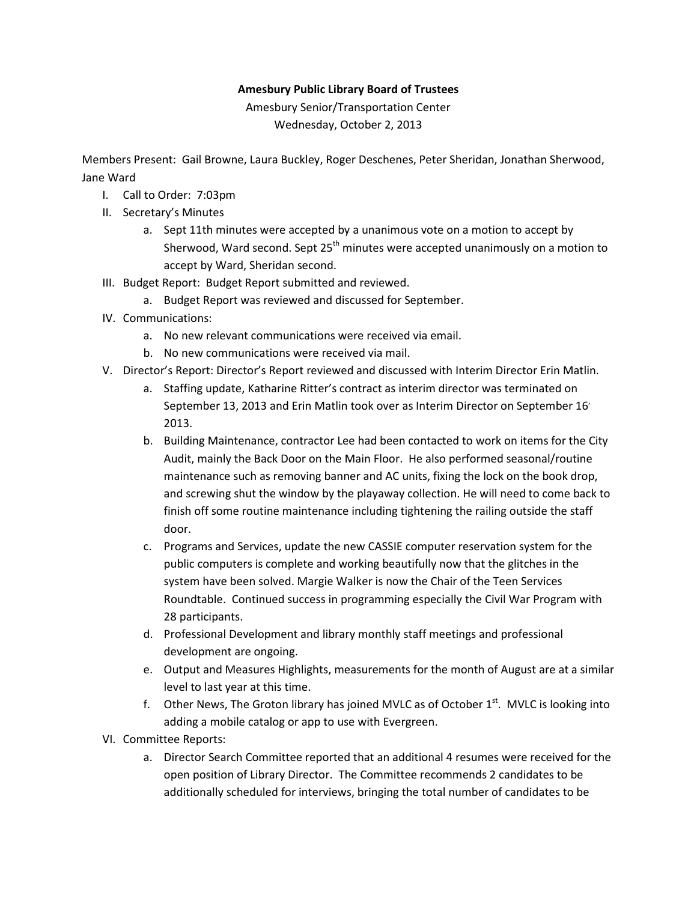**Amesbury Public Library Board of Trustees**

Amesbury Senior/Transportation Center
Wednesday, October 2, 2013

Members Present: Gail Browne, Laura Buckley, Roger Deschenes, Peter Sheridan, Jonathan Sherwood, Jane Ward

I. Call to Order: 7:03pm
II. Secretary's Minutes
    a. Sept 11th minutes were accepted by a unanimous vote on a motion to accept by Sherwood, Ward second. Sept 25th minutes were accepted unanimously on a motion to accept by Ward, Sheridan second.
III. Budget Report: Budget Report submitted and reviewed.
    a. Budget Report was reviewed and discussed for September.
IV. Communications:
    a. No new relevant communications were received via email.
    b. No new communications were received via mail.
V. Director's Report: Director's Report reviewed and discussed with Interim Director Erin Matlin.
    a. Staffing update, Katharine Ritter's contract as interim director was terminated on September 13, 2013 and Erin Matlin took over as Interim Director on September 16, 2013.
    b. Building Maintenance, contractor Lee had been contacted to work on items for the City Audit, mainly the Back Door on the Main Floor. He also performed seasonal/routine maintenance such as removing banner and AC units, fixing the lock on the book drop, and screwing shut the window by the playaway collection. He will need to come back to finish off some routine maintenance including tightening the railing outside the staff door.
    c. Programs and Services, update the new CASSIE computer reservation system for the public computers is complete and working beautifully now that the glitches in the system have been solved. Margie Walker is now the Chair of the Teen Services Roundtable. Continued success in programming especially the Civil War Program with 28 participants.
    d. Professional Development and library monthly staff meetings and professional development are ongoing.
    e. Output and Measures Highlights, measurements for the month of August are at a similar level to last year at this time.
    f. Other News, The Groton library has joined MVLC as of October 1st. MVLC is looking into adding a mobile catalog or app to use with Evergreen.
VI. Committee Reports:
    a. Director Search Committee reported that an additional 4 resumes were received for the open position of Library Director. The Committee recommends 2 candidates to be additionally scheduled for interviews, bringing the total number of candidates to be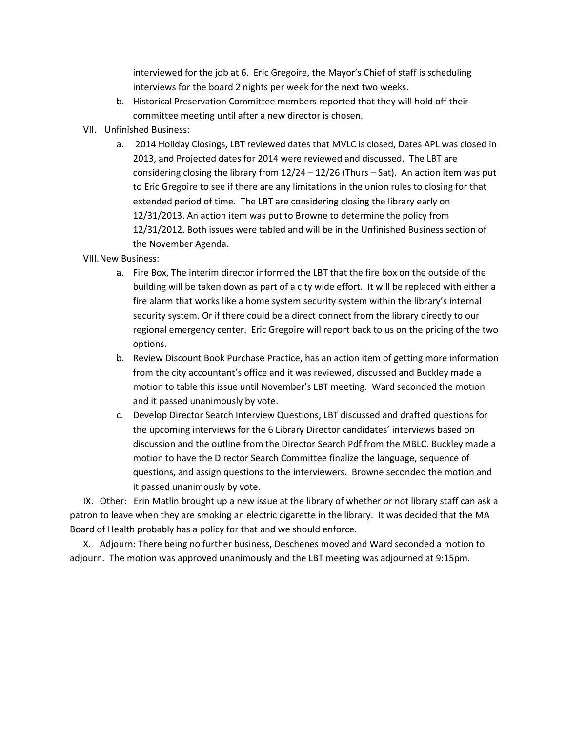interviewed for the job at 6. Eric Gregoire, the Mayor's Chief of staff is scheduling interviews for the board 2 nights per week for the next two weeks.

b. Historical Preservation Committee members reported that they will hold off their committee meeting until after a new director is chosen.

VII. Unfinished Business:

a. 2014 Holiday Closings, LBT reviewed dates that MVLC is closed, Dates APL was closed in 2013, and Projected dates for 2014 were reviewed and discussed. The LBT are considering closing the library from 12/24 – 12/26 (Thurs – Sat). An action item was put to Eric Gregoire to see if there are any limitations in the union rules to closing for that extended period of time. The LBT are considering closing the library early on 12/31/2013. An action item was put to Browne to determine the policy from 12/31/2012. Both issues were tabled and will be in the Unfinished Business section of the November Agenda.

VIII. New Business:

a. Fire Box, The interim director informed the LBT that the fire box on the outside of the building will be taken down as part of a city wide effort. It will be replaced with either a fire alarm that works like a home system security system within the library's internal security system. Or if there could be a direct connect from the library directly to our regional emergency center. Eric Gregoire will report back to us on the pricing of the two options.

b. Review Discount Book Purchase Practice, has an action item of getting more information from the city accountant's office and it was reviewed, discussed and Buckley made a motion to table this issue until November's LBT meeting. Ward seconded the motion and it passed unanimously by vote.

c. Develop Director Search Interview Questions, LBT discussed and drafted questions for the upcoming interviews for the 6 Library Director candidates' interviews based on discussion and the outline from the Director Search Pdf from the MBLC. Buckley made a motion to have the Director Search Committee finalize the language, sequence of questions, and assign questions to the interviewers. Browne seconded the motion and it passed unanimously by vote.

IX. Other: Erin Matlin brought up a new issue at the library of whether or not library staff can ask a patron to leave when they are smoking an electric cigarette in the library. It was decided that the MA Board of Health probably has a policy for that and we should enforce.

X. Adjourn: There being no further business, Deschenes moved and Ward seconded a motion to adjourn. The motion was approved unanimously and the LBT meeting was adjourned at 9:15pm.